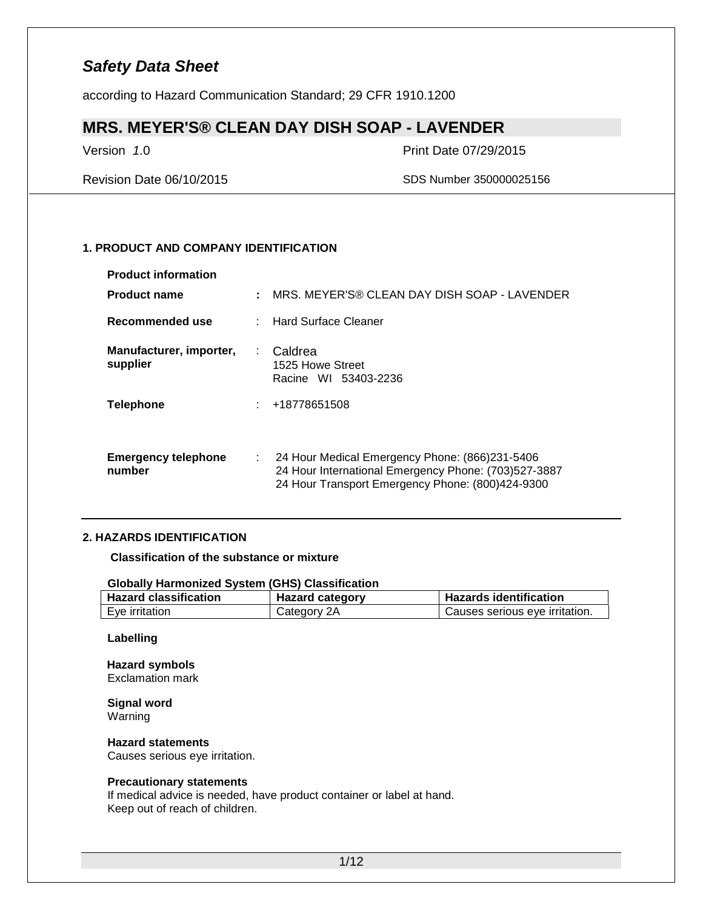# *Safety Data Sheet*

according to Hazard Communication Standard; 29 CFR 1910.1200

## MRS. MEYER'S® CLEAN DAY DISH SOAP - LAVENDER

Version *1*.0 | Print Date 07/29/2015

Revision Date 06/10/2015 | SDS Number 350000025156

### 1. PRODUCT AND COMPANY IDENTIFICATION

**Product information**

**Product name** : MRS. MEYER'S® CLEAN DAY DISH SOAP - LAVENDER

**Recommended use** : Hard Surface Cleaner

**Manufacturer, importer, supplier** : Caldrea
1525 Howe Street
Racine WI 53403-2236

**Telephone** : +18778651508

**Emergency telephone number** : 24 Hour Medical Emergency Phone: (866)231-5406
24 Hour International Emergency Phone: (703)527-3887
24 Hour Transport Emergency Phone: (800)424-9300

### 2. HAZARDS IDENTIFICATION

**Classification of the substance or mixture**

**Globally Harmonized System (GHS) Classification**

| Hazard classification | Hazard category | Hazards identification |
| --- | --- | --- |
| Eye irritation | Category 2A | Causes serious eye irritation. |

**Labelling**

**Hazard symbols**
Exclamation mark

**Signal word**
Warning

**Hazard statements**
Causes serious eye irritation.

**Precautionary statements**
If medical advice is needed, have product container or label at hand.
Keep out of reach of children.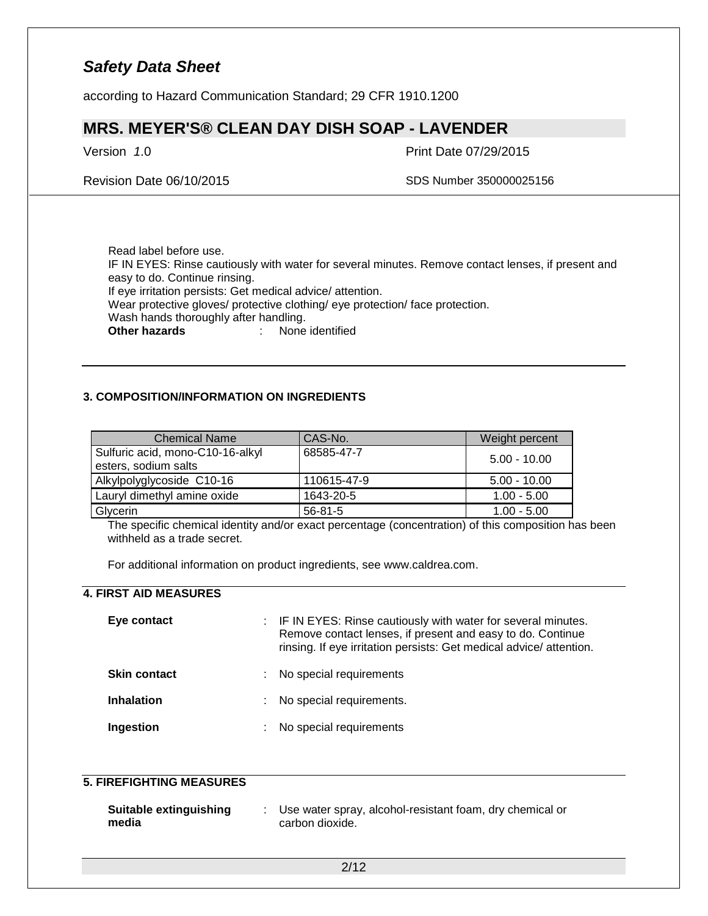Read label before use.
IF IN EYES: Rinse cautiously with water for several minutes. Remove contact lenses, if present and easy to do. Continue rinsing.
If eye irritation persists: Get medical advice/ attention.
Wear protective gloves/ protective clothing/ eye protection/ face protection.
Wash hands thoroughly after handling.

**Other hazards** : None identified

## 3. COMPOSITION/INFORMATION ON INGREDIENTS

| Chemical Name | CAS-No. | Weight percent |
| --- | --- | --- |
| Sulfuric acid, mono-C10-16-alkyl esters, sodium salts | 68585-47-7 | 5.00 - 10.00 |
| Alkylpolyglycoside C10-16 | 110615-47-9 | 5.00 - 10.00 |
| Lauryl dimethyl amine oxide | 1643-20-5 | 1.00 - 5.00 |
| Glycerin | 56-81-5 | 1.00 - 5.00 |

The specific chemical identity and/or exact percentage (concentration) of this composition has been withheld as a trade secret.

For additional information on product ingredients, see www.caldrea.com.

## 4. FIRST AID MEASURES

**Eye contact** : IF IN EYES: Rinse cautiously with water for several minutes. Remove contact lenses, if present and easy to do. Continue rinsing. If eye irritation persists: Get medical advice/ attention.

**Skin contact** : No special requirements

**Inhalation** : No special requirements.

**Ingestion** : No special requirements

## 5. FIREFIGHTING MEASURES

**Suitable extinguishing media** : Use water spray, alcohol-resistant foam, dry chemical or carbon dioxide.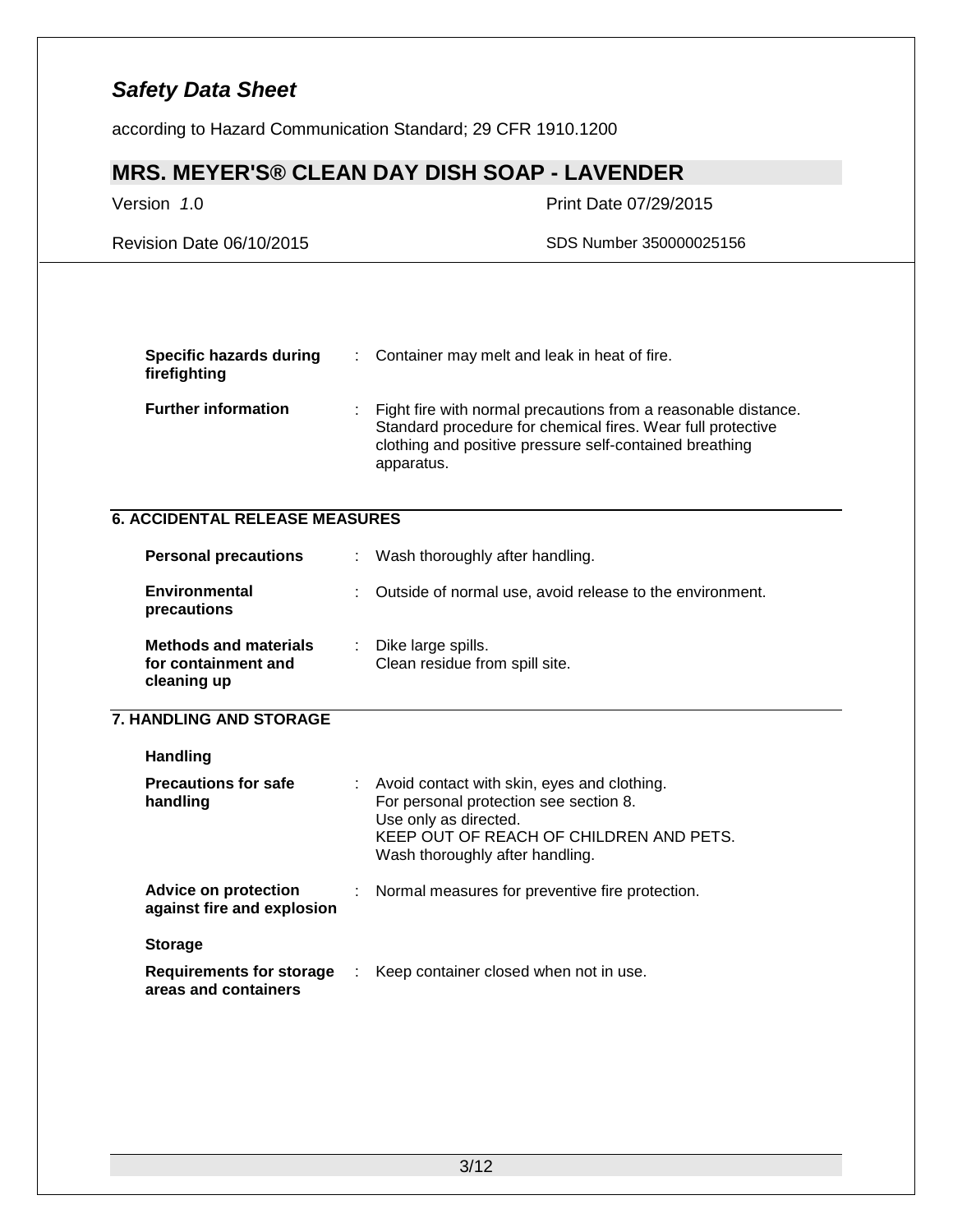| | | |
|---|---|---|
| **Specific hazards during firefighting** | : | Container may melt and leak in heat of fire. |
| **Further information** | : | Fight fire with normal precautions from a reasonable distance. Standard procedure for chemical fires. Wear full protective clothing and positive pressure self-contained breathing apparatus. |

## 6. ACCIDENTAL RELEASE MEASURES

| | | |
|---|---|---|
| **Personal precautions** | : | Wash thoroughly after handling. |
| **Environmental precautions** | : | Outside of normal use, avoid release to the environment. |
| **Methods and materials for containment and cleaning up** | : | Dike large spills.<br>Clean residue from spill site. |

## 7. HANDLING AND STORAGE

### Handling

| | | |
|---|---|---|
| **Precautions for safe handling** | : | Avoid contact with skin, eyes and clothing.<br>For personal protection see section 8.<br>Use only as directed.<br>KEEP OUT OF REACH OF CHILDREN AND PETS.<br>Wash thoroughly after handling. |
| **Advice on protection against fire and explosion** | : | Normal measures for preventive fire protection. |

### Storage

| | | |
|---|---|---|
| **Requirements for storage areas and containers** | : | Keep container closed when not in use. |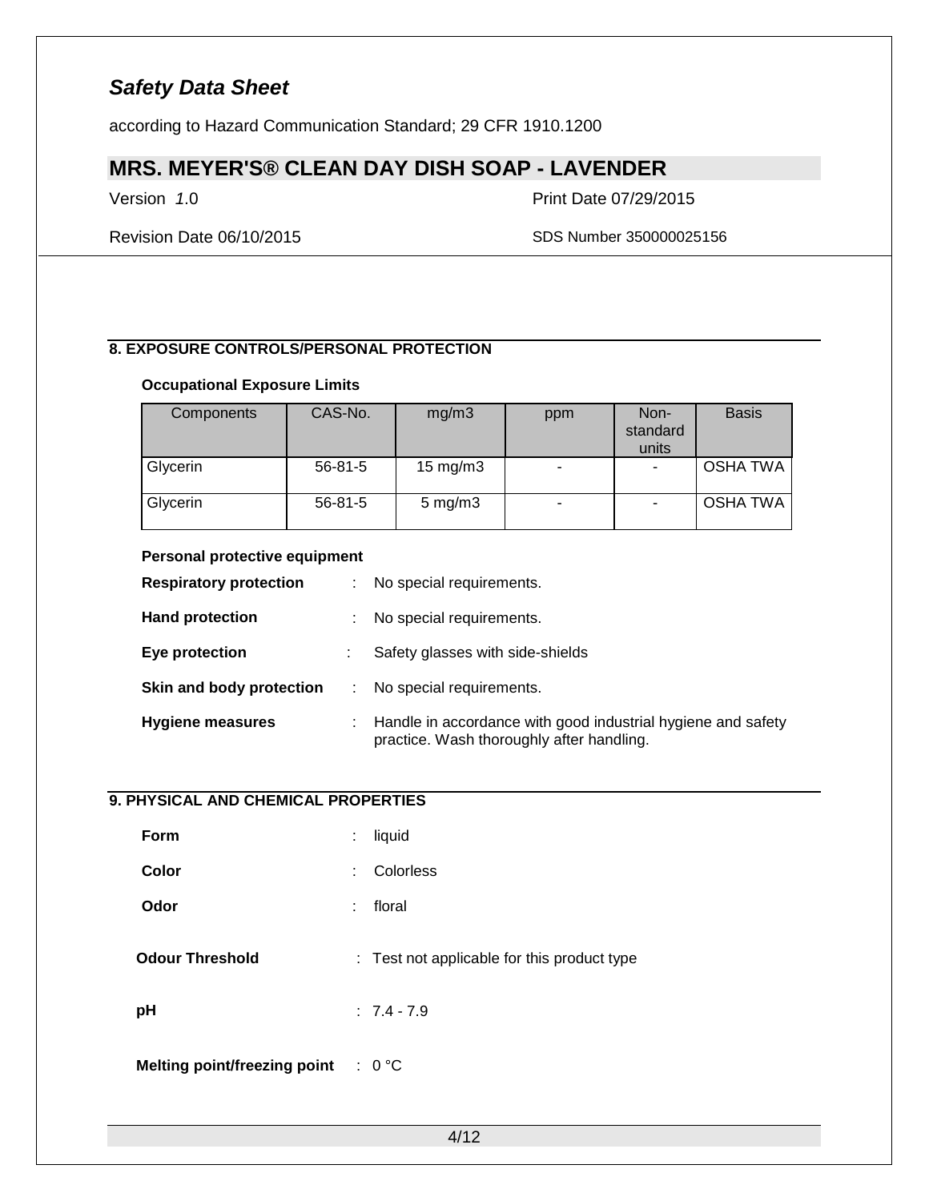## 8. EXPOSURE CONTROLS/PERSONAL PROTECTION

### Occupational Exposure Limits

| Components | CAS-No. | mg/m3 | ppm | Non-standard units | Basis |
|---|---|---|---|---|---|
| Glycerin | 56-81-5 | 15 mg/m3 | - | - | OSHA TWA |
| Glycerin | 56-81-5 | 5 mg/m3 | - | - | OSHA TWA |

### Personal protective equipment

**Respiratory protection** : No special requirements.

**Hand protection** : No special requirements.

**Eye protection** : Safety glasses with side-shields

**Skin and body protection** : No special requirements.

**Hygiene measures** : Handle in accordance with good industrial hygiene and safety practice. Wash thoroughly after handling.

## 9. PHYSICAL AND CHEMICAL PROPERTIES

**Form** : liquid

**Color** : Colorless

**Odor** : floral

**Odour Threshold** : Test not applicable for this product type

**pH** : 7.4 - 7.9

**Melting point/freezing point** : 0 °C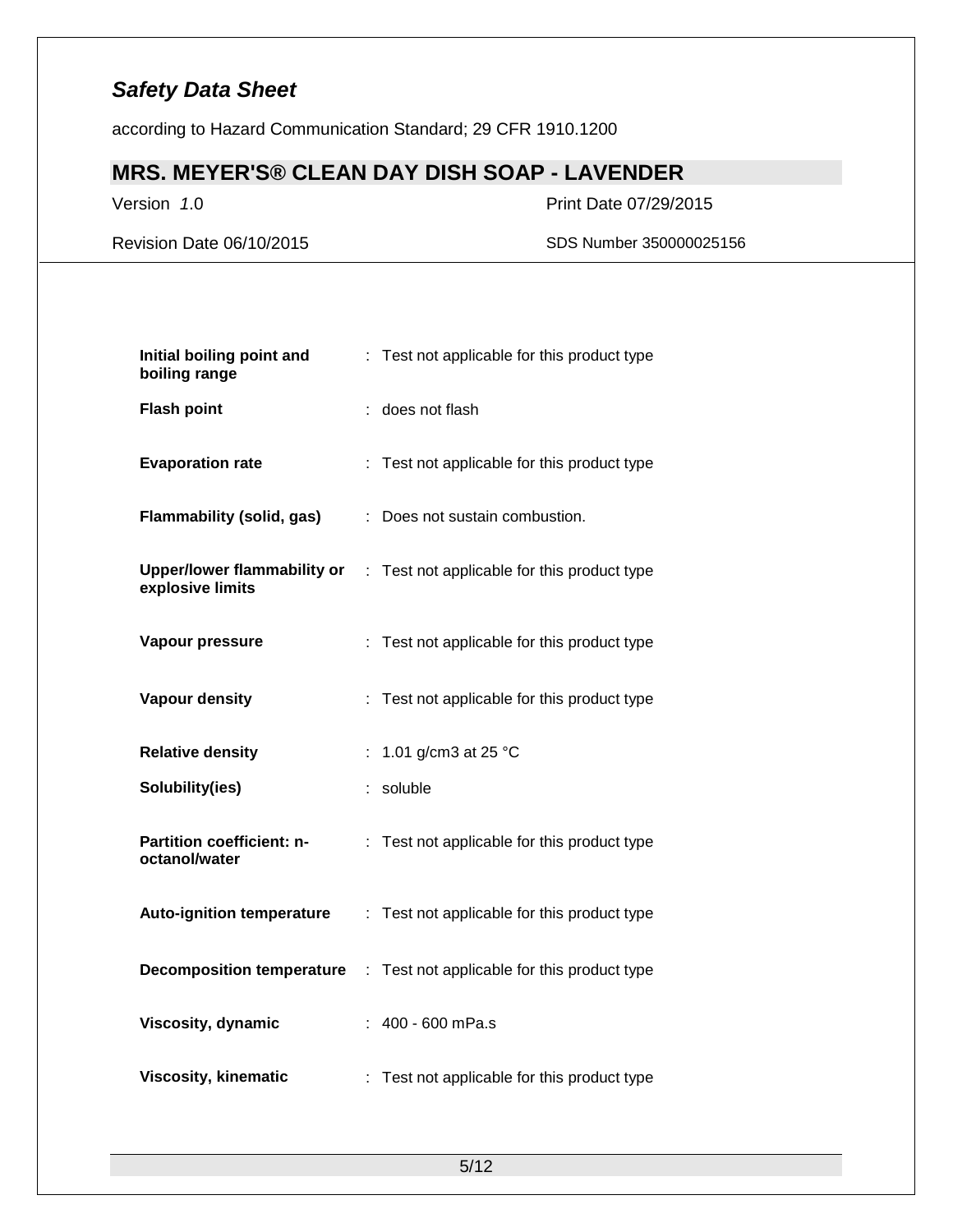| | |
|---|---|
| **Initial boiling point and boiling range** | : Test not applicable for this product type |
| **Flash point** | : does not flash |
| **Evaporation rate** | : Test not applicable for this product type |
| **Flammability (solid, gas)** | : Does not sustain combustion. |
| **Upper/lower flammability or explosive limits** | : Test not applicable for this product type |
| **Vapour pressure** | : Test not applicable for this product type |
| **Vapour density** | : Test not applicable for this product type |
| **Relative density** | : 1.01 g/cm3 at 25 °C |
| **Solubility(ies)** | : soluble |
| **Partition coefficient: n-octanol/water** | : Test not applicable for this product type |
| **Auto-ignition temperature** | : Test not applicable for this product type |
| **Decomposition temperature** | : Test not applicable for this product type |
| **Viscosity, dynamic** | : 400 - 600 mPa.s |
| **Viscosity, kinematic** | : Test not applicable for this product type |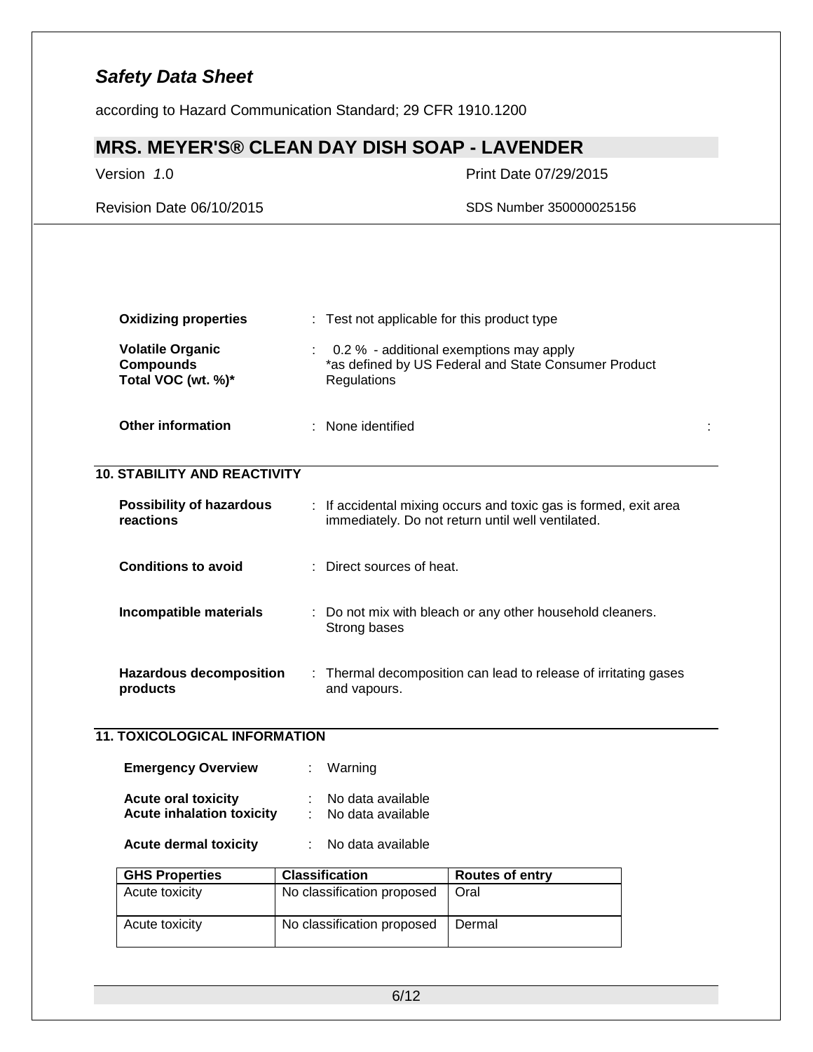| | | |
|---|---|---|
| **Oxidizing properties** | : | Test not applicable for this product type |
| **Volatile Organic Compounds Total VOC (wt. %)*** | : | 0.2 % - additional exemptions may apply *as defined by US Federal and State Consumer Product Regulations |
| **Other information** | : | None identified |

## 10. STABILITY AND REACTIVITY

| | | |
|---|---|---|
| **Possibility of hazardous reactions** | : | If accidental mixing occurs and toxic gas is formed, exit area immediately. Do not return until well ventilated. |
| **Conditions to avoid** | : | Direct sources of heat. |
| **Incompatible materials** | : | Do not mix with bleach or any other household cleaners. Strong bases |
| **Hazardous decomposition products** | : | Thermal decomposition can lead to release of irritating gases and vapours. |

## 11. TOXICOLOGICAL INFORMATION

| | | |
|---|---|---|
| **Emergency Overview** | : | Warning |
| **Acute oral toxicity** | : | No data available |
| **Acute inhalation toxicity** | : | No data available |
| **Acute dermal toxicity** | : | No data available |

| GHS Properties | Classification | Routes of entry |
|---|---|---|
| Acute toxicity | No classification proposed | Oral |
| Acute toxicity | No classification proposed | Dermal |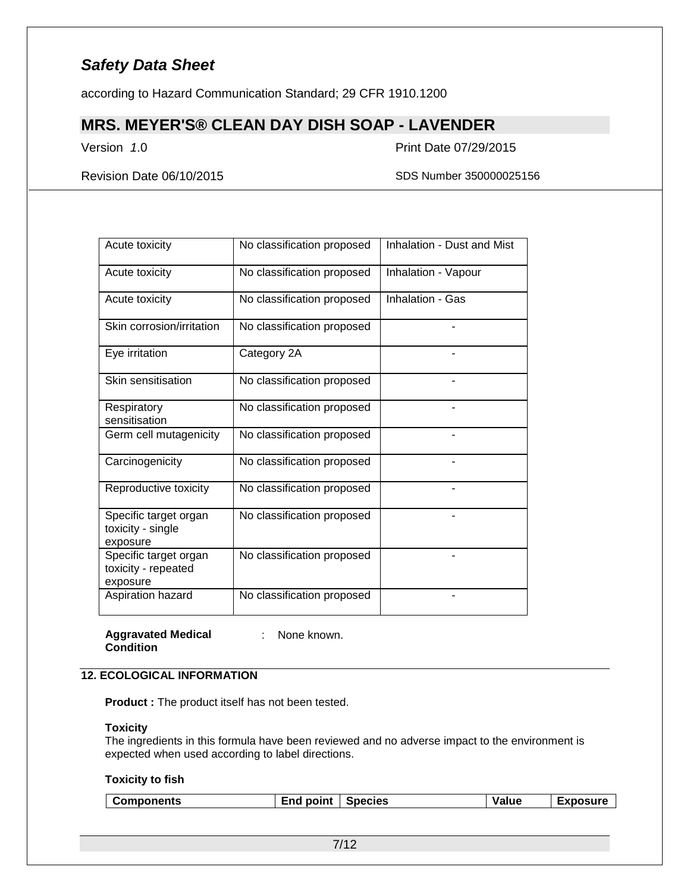| Acute toxicity | No classification proposed | Inhalation - Dust and Mist |
|---|---|---|
| Acute toxicity | No classification proposed | Inhalation - Vapour |
| Acute toxicity | No classification proposed | Inhalation - Gas |
| Skin corrosion/irritation | No classification proposed | - |
| Eye irritation | Category 2A | - |
| Skin sensitisation | No classification proposed | - |
| Respiratory sensitisation | No classification proposed | - |
| Germ cell mutagenicity | No classification proposed | - |
| Carcinogenicity | No classification proposed | - |
| Reproductive toxicity | No classification proposed | - |
| Specific target organ toxicity - single exposure | No classification proposed | - |
| Specific target organ toxicity - repeated exposure | No classification proposed | - |
| Aspiration hazard | No classification proposed | - |

**Aggravated Medical Condition** : None known.

## 12. ECOLOGICAL INFORMATION

**Product :** The product itself has not been tested.

**Toxicity**
The ingredients in this formula have been reviewed and no adverse impact to the environment is expected when used according to label directions.

**Toxicity to fish**

| Components | End point | Species | Value | Exposure |
|---|---|---|---|---|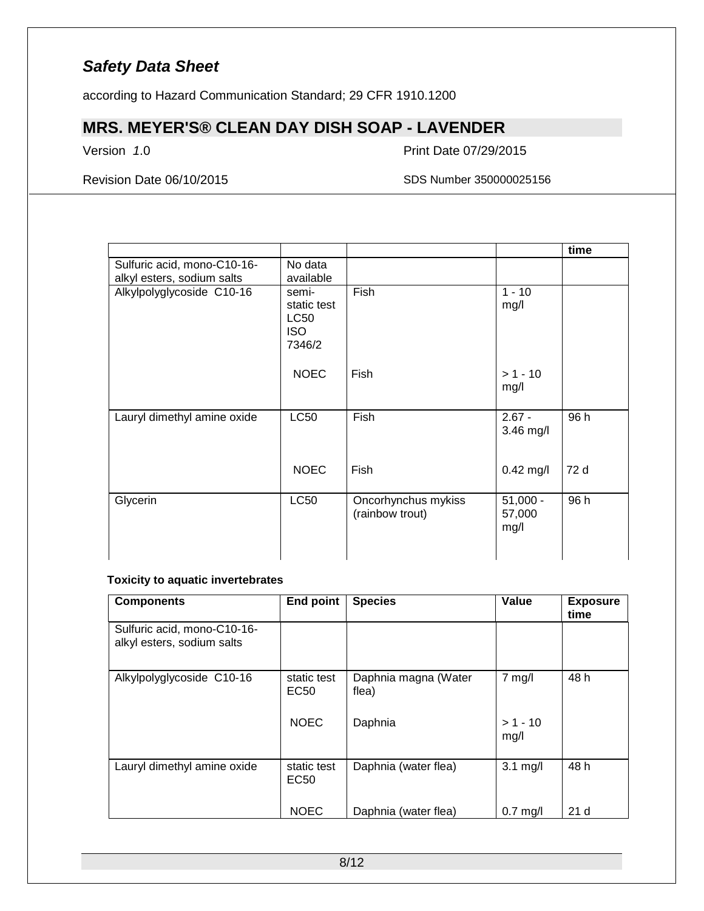| | | | | time |
|---|---|---|---|---|
| Sulfuric acid, mono-C10-16-alkyl esters, sodium salts | No data available | | | |
| Alkylpolyglycoside C10-16 | semi-static test LC50 ISO 7346/2 | Fish | 1 - 10 mg/l | |
| | NOEC | Fish | > 1 - 10 mg/l | |
| Lauryl dimethyl amine oxide | LC50 | Fish | 2.67 - 3.46 mg/l | 96 h |
| | NOEC | Fish | 0.42 mg/l | 72 d |
| Glycerin | LC50 | Oncorhynchus mykiss (rainbow trout) | 51,000 - 57,000 mg/l | 96 h |

**Toxicity to aquatic invertebrates**

| Components | End point | Species | Value | Exposure time |
|---|---|---|---|---|
| Sulfuric acid, mono-C10-16-alkyl esters, sodium salts | | | | |
| Alkylpolyglycoside C10-16 | static test EC50 | Daphnia magna (Water flea) | 7 mg/l | 48 h |
| | NOEC | Daphnia | > 1 - 10 mg/l | |
| Lauryl dimethyl amine oxide | static test EC50 | Daphnia (water flea) | 3.1 mg/l | 48 h |
| | NOEC | Daphnia (water flea) | 0.7 mg/l | 21 d |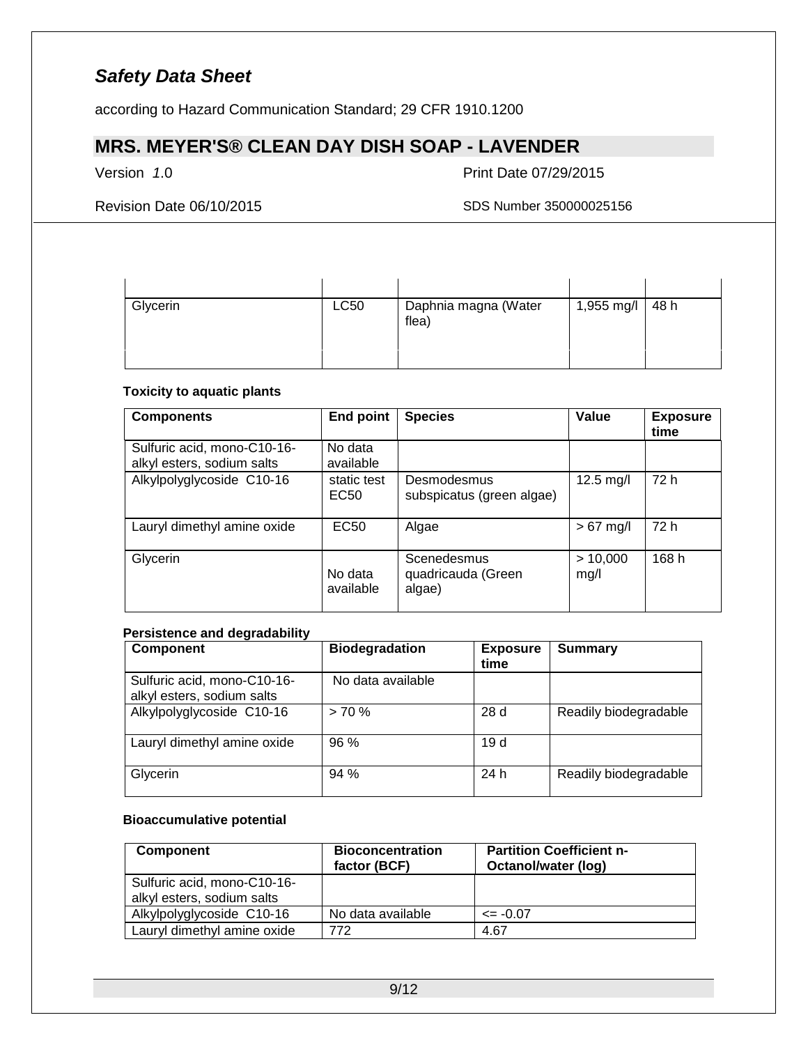| | | | | |
|---|---|---|---|---|
| Glycerin | LC50 | Daphnia magna (Water flea) | 1,955 mg/l | 48 h |

**Toxicity to aquatic plants**

| Components | End point | Species | Value | Exposure time |
|---|---|---|---|---|
| Sulfuric acid, mono-C10-16-alkyl esters, sodium salts | No data available | | | |
| Alkylpolyglycoside C10-16 | static test EC50 | Desmodesmus subspicatus (green algae) | 12.5 mg/l | 72 h |
| Lauryl dimethyl amine oxide | EC50 | Algae | > 67 mg/l | 72 h |
| Glycerin | No data available | Scenedesmus quadricauda (Green algae) | > 10,000 mg/l | 168 h |

**Persistence and degradability**

| Component | Biodegradation | Exposure time | Summary |
|---|---|---|---|
| Sulfuric acid, mono-C10-16-alkyl esters, sodium salts | No data available | | |
| Alkylpolyglycoside C10-16 | > 70 % | 28 d | Readily biodegradable |
| Lauryl dimethyl amine oxide | 96 % | 19 d | |
| Glycerin | 94 % | 24 h | Readily biodegradable |

**Bioaccumulative potential**

| Component | Bioconcentration factor (BCF) | Partition Coefficient n-Octanol/water (log) |
|---|---|---|
| Sulfuric acid, mono-C10-16-alkyl esters, sodium salts | | |
| Alkylpolyglycoside C10-16 | No data available | <= -0.07 |
| Lauryl dimethyl amine oxide | 772 | 4.67 |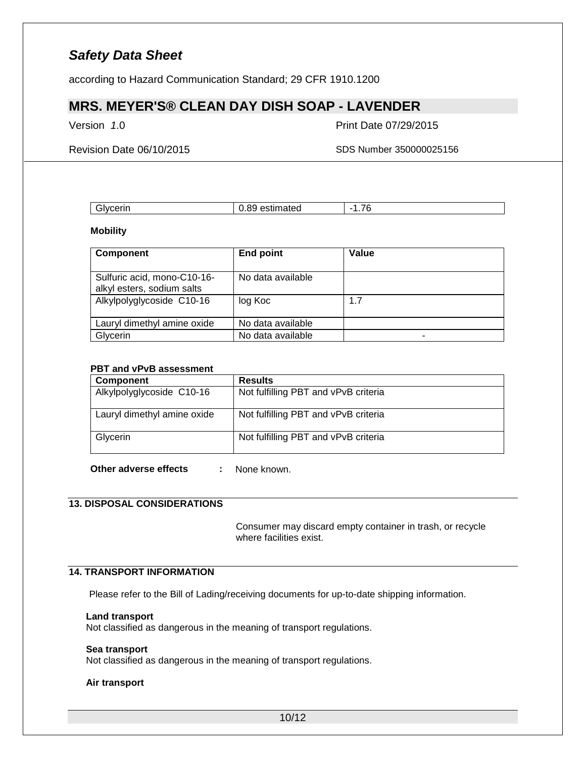| Glycerin | 0.89 estimated | -1.76 |
|---|---|---|

**Mobility**

| Component | End point | Value |
|---|---|---|
| Sulfuric acid, mono-C10-16-alkyl esters, sodium salts | No data available | |
| Alkylpolyglycoside C10-16 | log Koc | 1.7 |
| Lauryl dimethyl amine oxide | No data available | |
| Glycerin | No data available | - |

**PBT and vPvB assessment**

| Component | Results |
|---|---|
| Alkylpolyglycoside C10-16 | Not fulfilling PBT and vPvB criteria |
| Lauryl dimethyl amine oxide | Not fulfilling PBT and vPvB criteria |
| Glycerin | Not fulfilling PBT and vPvB criteria |

**Other adverse effects** : None known.

## 13. DISPOSAL CONSIDERATIONS

Consumer may discard empty container in trash, or recycle where facilities exist.

## 14. TRANSPORT INFORMATION

Please refer to the Bill of Lading/receiving documents for up-to-date shipping information.

**Land transport**
Not classified as dangerous in the meaning of transport regulations.

**Sea transport**
Not classified as dangerous in the meaning of transport regulations.

**Air transport**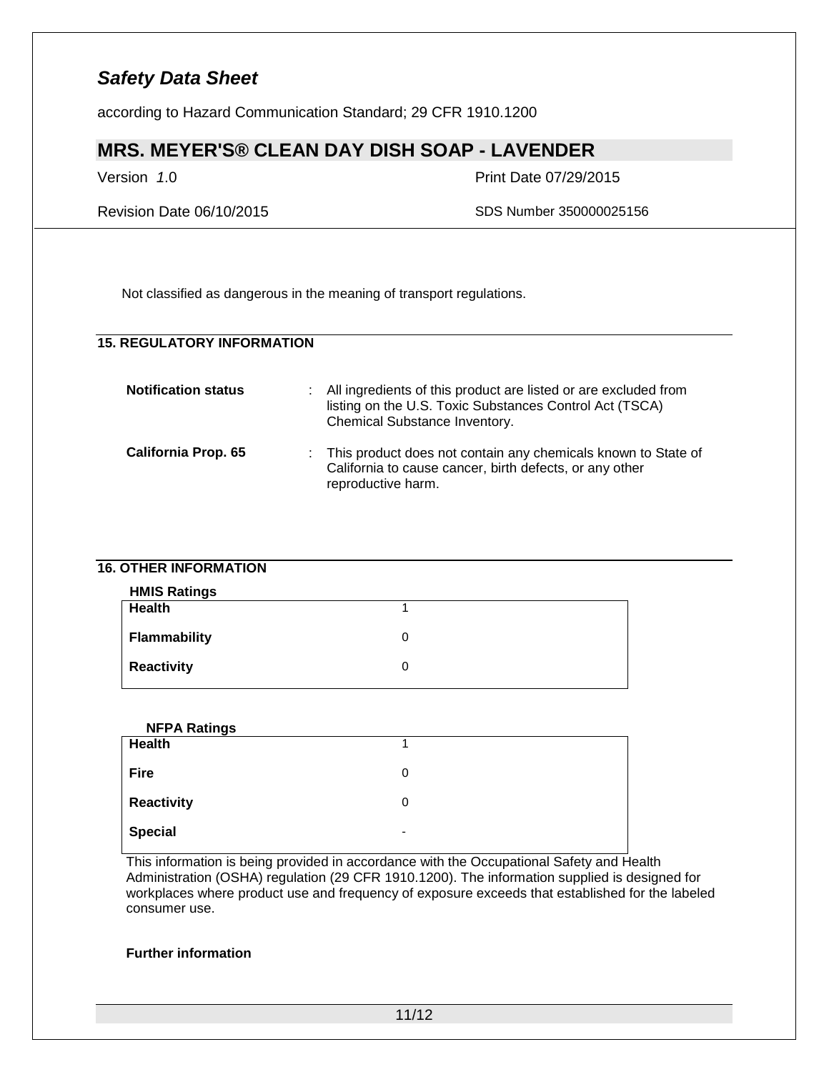Not classified as dangerous in the meaning of transport regulations.

## 15. REGULATORY INFORMATION

**Notification status** : All ingredients of this product are listed or are excluded from listing on the U.S. Toxic Substances Control Act (TSCA) Chemical Substance Inventory.

**California Prop. 65** : This product does not contain any chemicals known to State of California to cause cancer, birth defects, or any other reproductive harm.

## 16. OTHER INFORMATION

**HMIS Ratings**

| | |
|---|---|
| **Health** | 1 |
| **Flammability** | 0 |
| **Reactivity** | 0 |

**NFPA Ratings**

| | |
|---|---|
| **Health** | 1 |
| **Fire** | 0 |
| **Reactivity** | 0 |
| **Special** | - |

This information is being provided in accordance with the Occupational Safety and Health Administration (OSHA) regulation (29 CFR 1910.1200). The information supplied is designed for workplaces where product use and frequency of exposure exceeds that established for the labeled consumer use.

**Further information**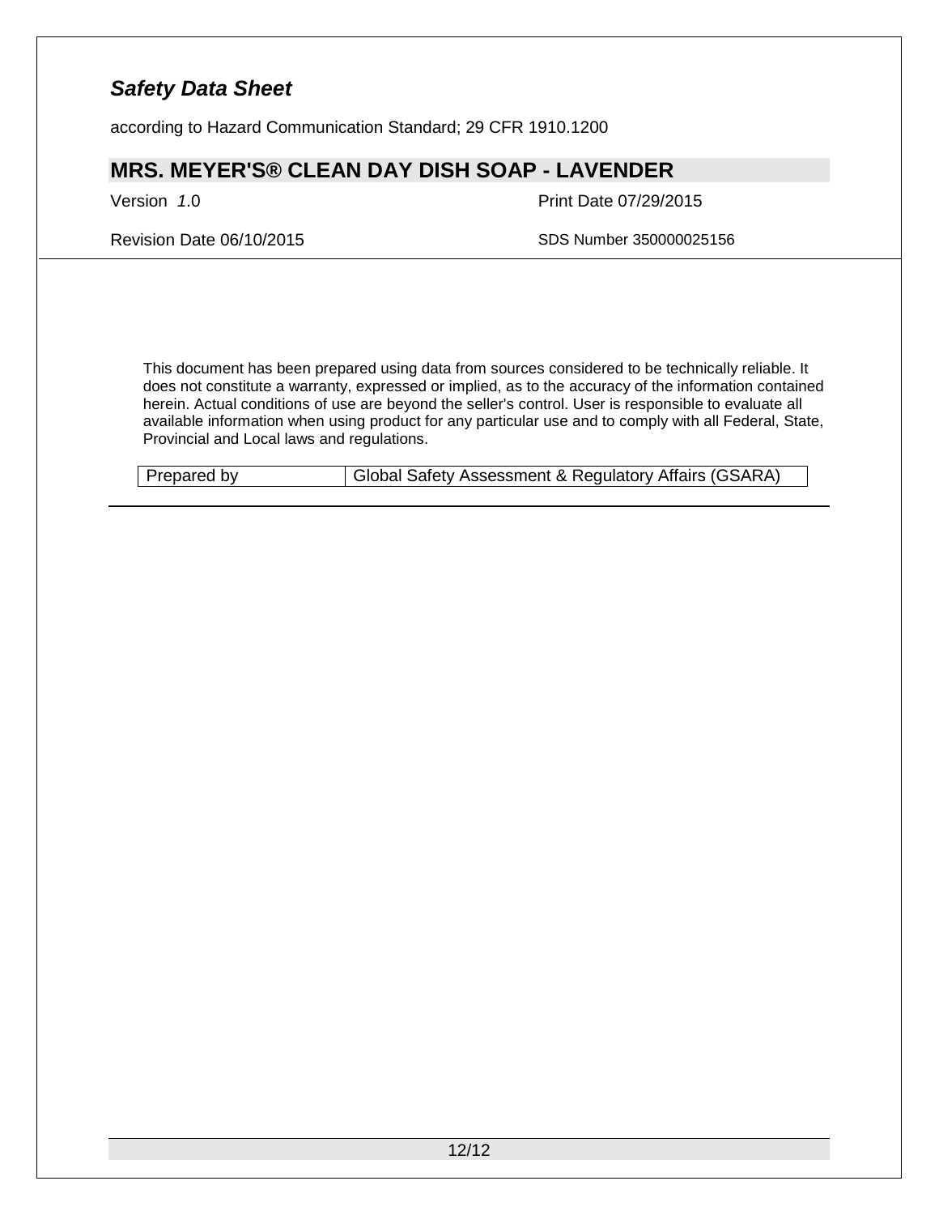This document has been prepared using data from sources considered to be technically reliable. It does not constitute a warranty, expressed or implied, as to the accuracy of the information contained herein. Actual conditions of use are beyond the seller's control. User is responsible to evaluate all available information when using product for any particular use and to comply with all Federal, State, Provincial and Local laws and regulations.

| | |
|---|---|
| Prepared by | Global Safety Assessment & Regulatory Affairs (GSARA) |